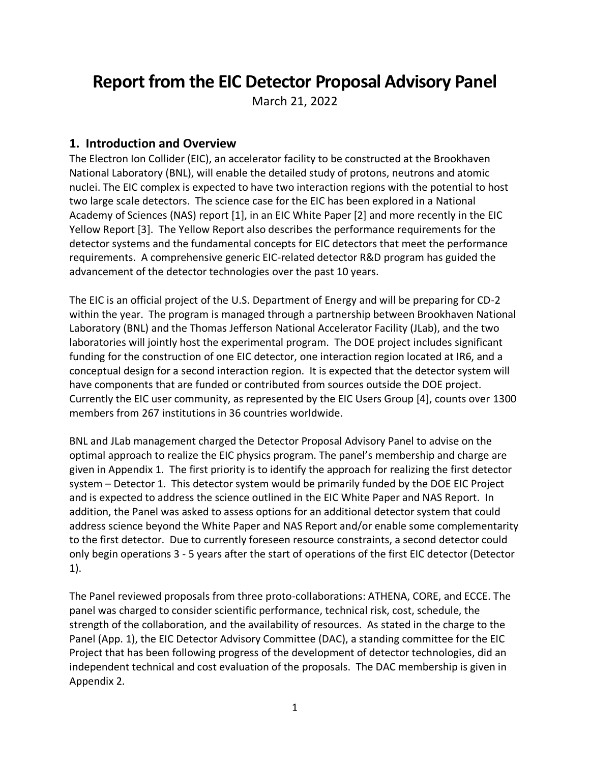# Report from the EIC Detector Proposal Advisory Panel

March 21, 2022

## 1. Introduction and Overview

The Electron Ion Collider (EIC), an accelerator facility to be constructed at the Brookhaven National Laboratory (BNL), will enable the detailed study of protons, neutrons and atomic nuclei. The EIC complex is expected to have two interaction regions with the potential to host two large scale detectors. The science case for the EIC has been explored in a National Academy of Sciences (NAS) report [1], in an EIC White Paper [2] and more recently in the EIC Yellow Report [3]. The Yellow Report also describes the performance requirements for the detector systems and the fundamental concepts for EIC detectors that meet the performance requirements. A comprehensive generic EIC-related detector R&D program has guided the advancement of the detector technologies over the past 10 years.

The EIC is an official project of the U.S. Department of Energy and will be preparing for CD-2 within the year. The program is managed through a partnership between Brookhaven National Laboratory (BNL) and the Thomas Jefferson National Accelerator Facility (JLab), and the two laboratories will jointly host the experimental program. The DOE project includes significant funding for the construction of one EIC detector, one interaction region located at IR6, and a conceptual design for a second interaction region. It is expected that the detector system will have components that are funded or contributed from sources outside the DOE project. Currently the EIC user community, as represented by the EIC Users Group [4], counts over 1300 members from 267 institutions in 36 countries worldwide.

BNL and JLab management charged the Detector Proposal Advisory Panel to advise on the optimal approach to realize the EIC physics program. The panel's membership and charge are given in Appendix 1. The first priority is to identify the approach for realizing the first detector system – Detector 1. This detector system would be primarily funded by the DOE EIC Project and is expected to address the science outlined in the EIC White Paper and NAS Report. In addition, the Panel was asked to assess options for an additional detector system that could address science beyond the White Paper and NAS Report and/or enable some complementarity to the first detector. Due to currently foreseen resource constraints, a second detector could only begin operations 3 - 5 years after the start of operations of the first EIC detector (Detector 1).

The Panel reviewed proposals from three proto-collaborations: ATHENA, CORE, and ECCE. The panel was charged to consider scientific performance, technical risk, cost, schedule, the strength of the collaboration, and the availability of resources. As stated in the charge to the Panel (App. 1), the EIC Detector Advisory Committee (DAC), a standing committee for the EIC Project that has been following progress of the development of detector technologies, did an independent technical and cost evaluation of the proposals. The DAC membership is given in Appendix 2.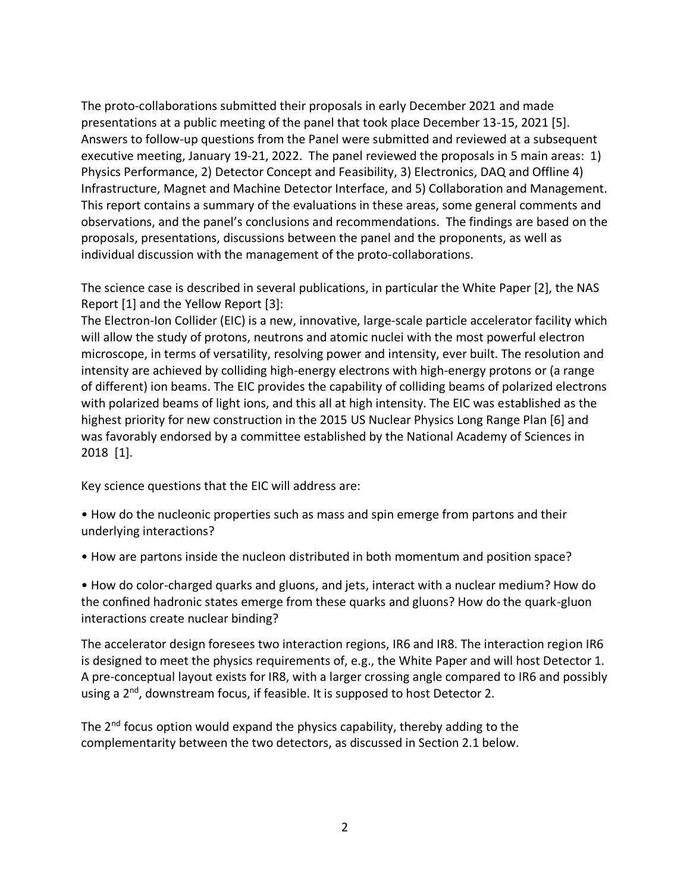The proto-collaborations submitted their proposals in early December 2021 and made presentations at a public meeting of the panel that took place December 13-15, 2021 [5]. Answers to follow-up questions from the Panel were submitted and reviewed at a subsequent executive meeting, January 19-21, 2022. The panel reviewed the proposals in 5 main areas: 1) Physics Performance, 2) Detector Concept and Feasibility, 3) Electronics, DAQ and Offline 4) Infrastructure, Magnet and Machine Detector Interface, and 5) Collaboration and Management. This report contains a summary of the evaluations in these areas, some general comments and observations, and the panel's conclusions and recommendations. The findings are based on the proposals, presentations, discussions between the panel and the proponents, as well as individual discussion with the management of the proto-collaborations.

The science case is described in several publications, in particular the White Paper [2], the NAS Report [1] and the Yellow Report [3]:
The Electron-Ion Collider (EIC) is a new, innovative, large-scale particle accelerator facility which will allow the study of protons, neutrons and atomic nuclei with the most powerful electron microscope, in terms of versatility, resolving power and intensity, ever built. The resolution and intensity are achieved by colliding high-energy electrons with high-energy protons or (a range of different) ion beams. The EIC provides the capability of colliding beams of polarized electrons with polarized beams of light ions, and this all at high intensity. The EIC was established as the highest priority for new construction in the 2015 US Nuclear Physics Long Range Plan [6] and was favorably endorsed by a committee established by the National Academy of Sciences in 2018 [1].

Key science questions that the EIC will address are:

- How do the nucleonic properties such as mass and spin emerge from partons and their underlying interactions?

- How are partons inside the nucleon distributed in both momentum and position space?

- How do color-charged quarks and gluons, and jets, interact with a nuclear medium? How do the confined hadronic states emerge from these quarks and gluons? How do the quark-gluon interactions create nuclear binding?

The accelerator design foresees two interaction regions, IR6 and IR8. The interaction region IR6 is designed to meet the physics requirements of, e.g., the White Paper and will host Detector 1. A pre-conceptual layout exists for IR8, with a larger crossing angle compared to IR6 and possibly using a $2^{nd}$, downstream focus, if feasible. It is supposed to host Detector 2.

The $2^{nd}$ focus option would expand the physics capability, thereby adding to the complementarity between the two detectors, as discussed in Section 2.1 below.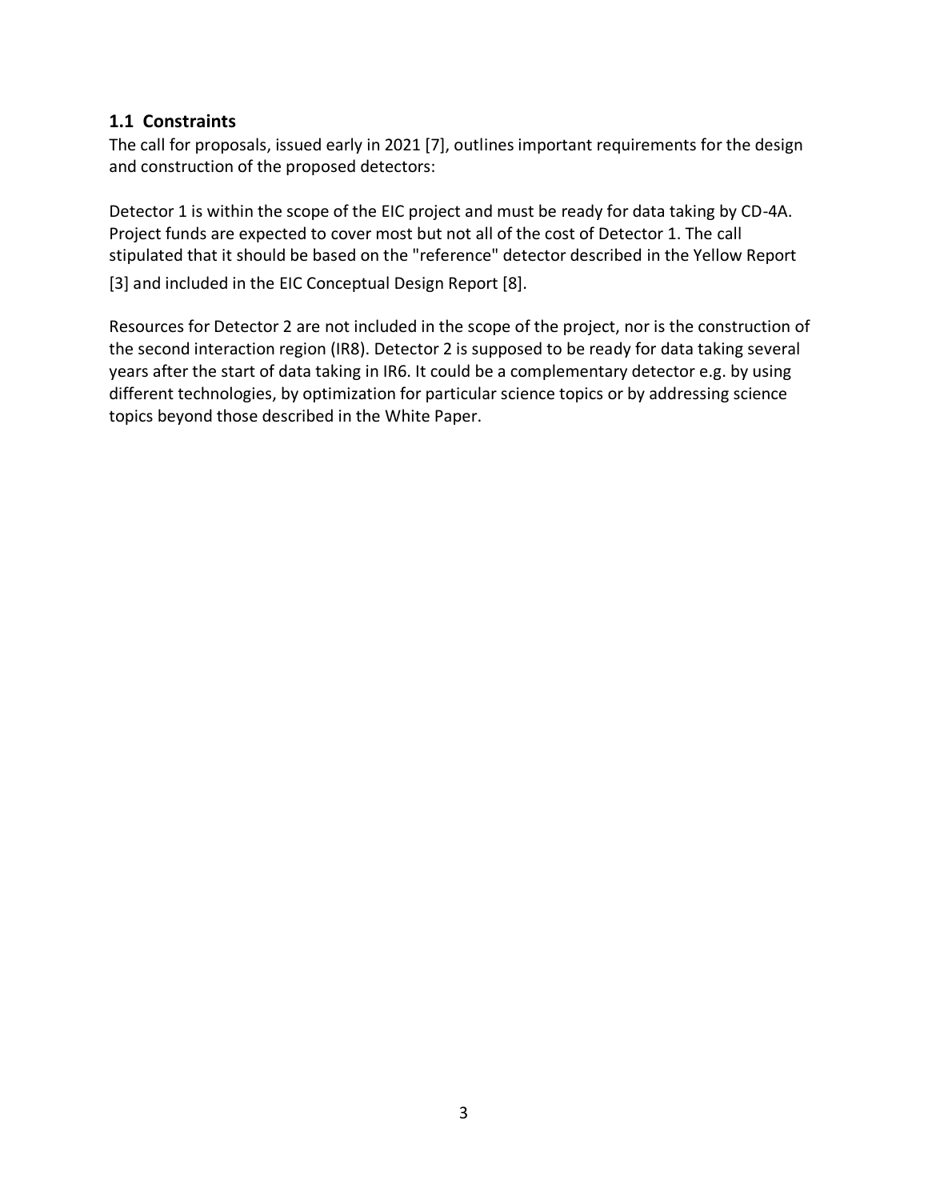## 1.1 Constraints

The call for proposals, issued early in 2021 [7], outlines important requirements for the design and construction of the proposed detectors:

Detector 1 is within the scope of the EIC project and must be ready for data taking by CD-4A. Project funds are expected to cover most but not all of the cost of Detector 1. The call stipulated that it should be based on the "reference" detector described in the Yellow Report [3] and included in the EIC Conceptual Design Report [8].

Resources for Detector 2 are not included in the scope of the project, nor is the construction of the second interaction region (IR8). Detector 2 is supposed to be ready for data taking several years after the start of data taking in IR6. It could be a complementary detector e.g. by using different technologies, by optimization for particular science topics or by addressing science topics beyond those described in the White Paper.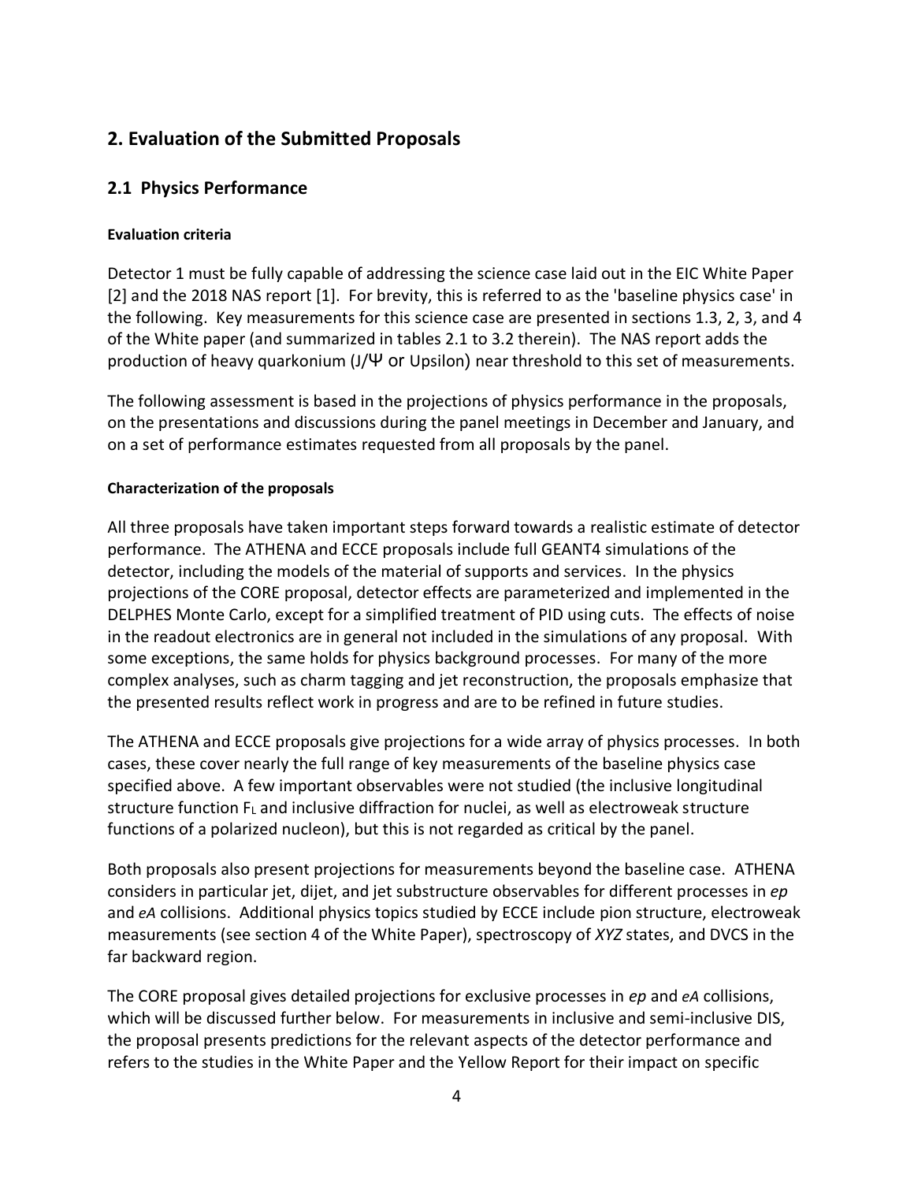## 2. Evaluation of the Submitted Proposals

### 2.1 Physics Performance

#### Evaluation criteria

Detector 1 must be fully capable of addressing the science case laid out in the EIC White Paper [2] and the 2018 NAS report [1]. For brevity, this is referred to as the 'baseline physics case' in the following. Key measurements for this science case are presented in sections 1.3, 2, 3, and 4 of the White paper (and summarized in tables 2.1 to 3.2 therein). The NAS report adds the production of heavy quarkonium (J/Ψ or Upsilon) near threshold to this set of measurements.

The following assessment is based in the projections of physics performance in the proposals, on the presentations and discussions during the panel meetings in December and January, and on a set of performance estimates requested from all proposals by the panel.

#### Characterization of the proposals

All three proposals have taken important steps forward towards a realistic estimate of detector performance. The ATHENA and ECCE proposals include full GEANT4 simulations of the detector, including the models of the material of supports and services. In the physics projections of the CORE proposal, detector effects are parameterized and implemented in the DELPHES Monte Carlo, except for a simplified treatment of PID using cuts. The effects of noise in the readout electronics are in general not included in the simulations of any proposal. With some exceptions, the same holds for physics background processes. For many of the more complex analyses, such as charm tagging and jet reconstruction, the proposals emphasize that the presented results reflect work in progress and are to be refined in future studies.

The ATHENA and ECCE proposals give projections for a wide array of physics processes. In both cases, these cover nearly the full range of key measurements of the baseline physics case specified above. A few important observables were not studied (the inclusive longitudinal structure function $F_L$ and inclusive diffraction for nuclei, as well as electroweak structure functions of a polarized nucleon), but this is not regarded as critical by the panel.

Both proposals also present projections for measurements beyond the baseline case. ATHENA considers in particular jet, dijet, and jet substructure observables for different processes in *ep* and *eA* collisions. Additional physics topics studied by ECCE include pion structure, electroweak measurements (see section 4 of the White Paper), spectroscopy of *XYZ* states, and DVCS in the far backward region.

The CORE proposal gives detailed projections for exclusive processes in *ep* and *eA* collisions, which will be discussed further below. For measurements in inclusive and semi-inclusive DIS, the proposal presents predictions for the relevant aspects of the detector performance and refers to the studies in the White Paper and the Yellow Report for their impact on specific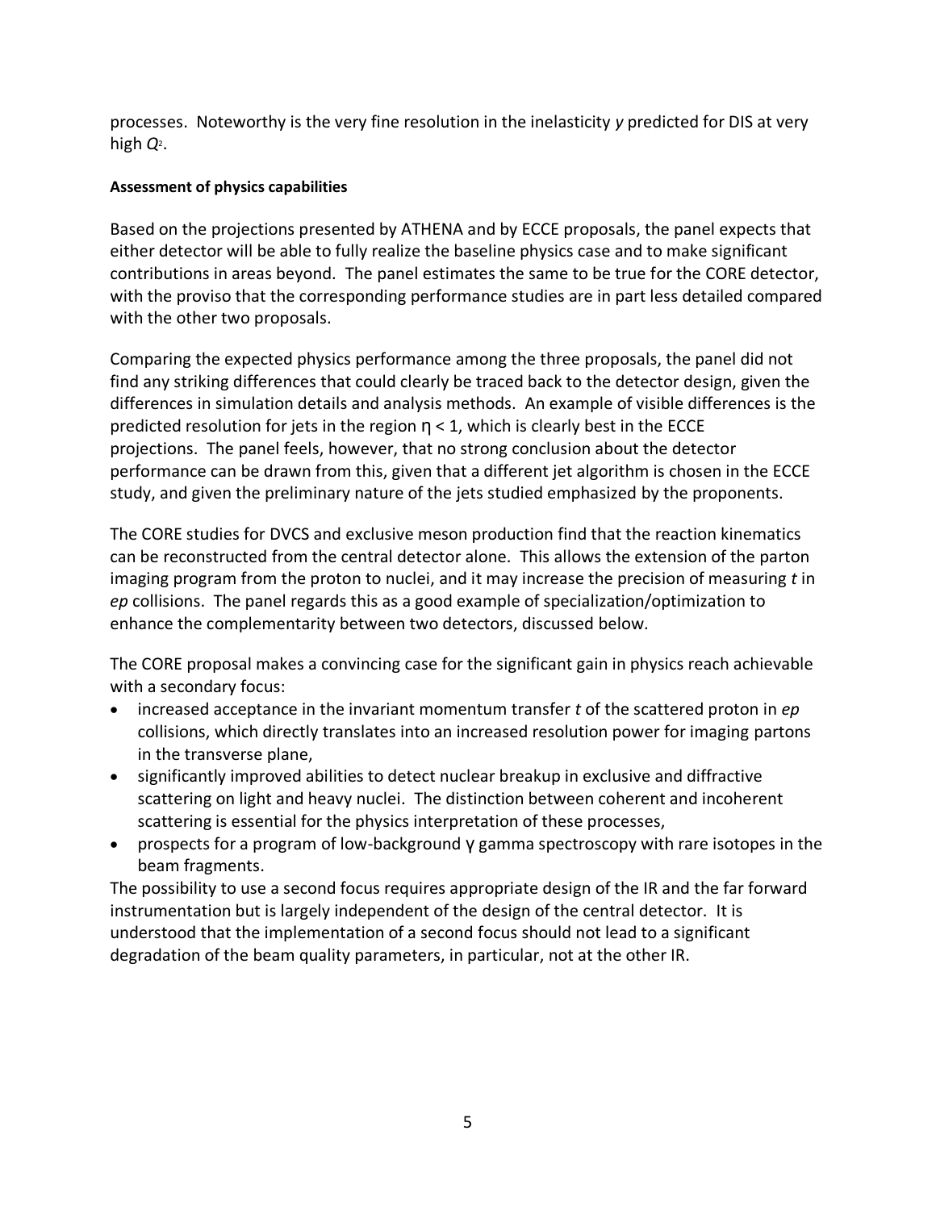processes. Noteworthy is the very fine resolution in the inelasticity *y* predicted for DIS at very high $Q^2$.

**Assessment of physics capabilities**

Based on the projections presented by ATHENA and by ECCE proposals, the panel expects that either detector will be able to fully realize the baseline physics case and to make significant contributions in areas beyond. The panel estimates the same to be true for the CORE detector, with the proviso that the corresponding performance studies are in part less detailed compared with the other two proposals.

Comparing the expected physics performance among the three proposals, the panel did not find any striking differences that could clearly be traced back to the detector design, given the differences in simulation details and analysis methods. An example of visible differences is the predicted resolution for jets in the region $\eta < 1$, which is clearly best in the ECCE projections. The panel feels, however, that no strong conclusion about the detector performance can be drawn from this, given that a different jet algorithm is chosen in the ECCE study, and given the preliminary nature of the jets studied emphasized by the proponents.

The CORE studies for DVCS and exclusive meson production find that the reaction kinematics can be reconstructed from the central detector alone. This allows the extension of the parton imaging program from the proton to nuclei, and it may increase the precision of measuring *t* in *ep* collisions. The panel regards this as a good example of specialization/optimization to enhance the complementarity between two detectors, discussed below.

The CORE proposal makes a convincing case for the significant gain in physics reach achievable with a secondary focus:

- increased acceptance in the invariant momentum transfer *t* of the scattered proton in *ep* collisions, which directly translates into an increased resolution power for imaging partons in the transverse plane,
- significantly improved abilities to detect nuclear breakup in exclusive and diffractive scattering on light and heavy nuclei. The distinction between coherent and incoherent scattering is essential for the physics interpretation of these processes,
- prospects for a program of low-background γ gamma spectroscopy with rare isotopes in the beam fragments.

The possibility to use a second focus requires appropriate design of the IR and the far forward instrumentation but is largely independent of the design of the central detector. It is understood that the implementation of a second focus should not lead to a significant degradation of the beam quality parameters, in particular, not at the other IR.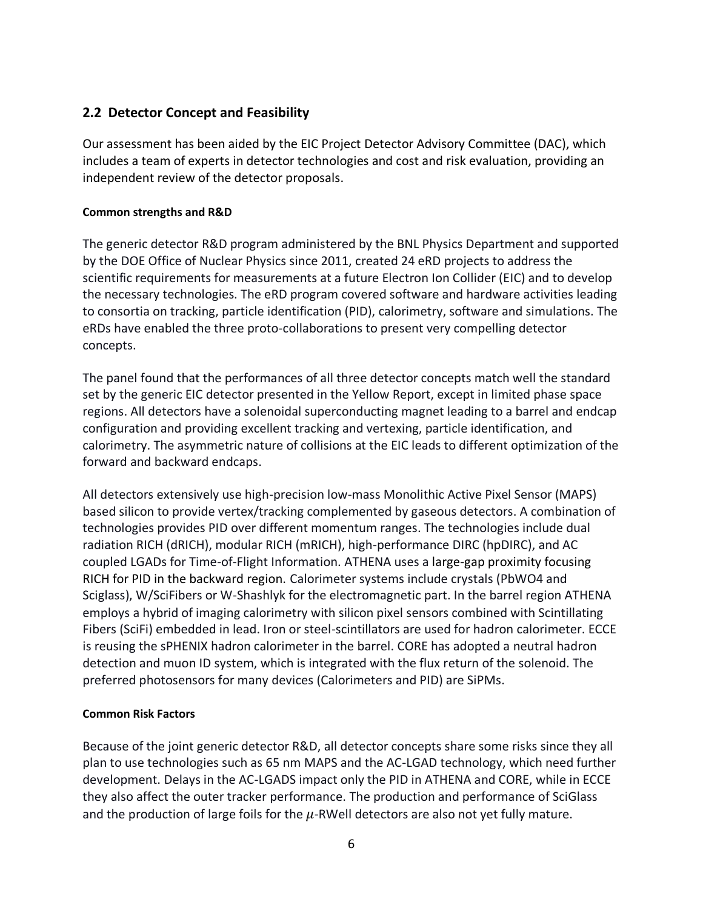## 2.2 Detector Concept and Feasibility

Our assessment has been aided by the EIC Project Detector Advisory Committee (DAC), which includes a team of experts in detector technologies and cost and risk evaluation, providing an independent review of the detector proposals.

#### Common strengths and R&D

The generic detector R&D program administered by the BNL Physics Department and supported by the DOE Office of Nuclear Physics since 2011, created 24 eRD projects to address the scientific requirements for measurements at a future Electron Ion Collider (EIC) and to develop the necessary technologies. The eRD program covered software and hardware activities leading to consortia on tracking, particle identification (PID), calorimetry, software and simulations. The eRDs have enabled the three proto-collaborations to present very compelling detector concepts.

The panel found that the performances of all three detector concepts match well the standard set by the generic EIC detector presented in the Yellow Report, except in limited phase space regions. All detectors have a solenoidal superconducting magnet leading to a barrel and endcap configuration and providing excellent tracking and vertexing, particle identification, and calorimetry. The asymmetric nature of collisions at the EIC leads to different optimization of the forward and backward endcaps.

All detectors extensively use high-precision low-mass Monolithic Active Pixel Sensor (MAPS) based silicon to provide vertex/tracking complemented by gaseous detectors. A combination of technologies provides PID over different momentum ranges. The technologies include dual radiation RICH (dRICH), modular RICH (mRICH), high-performance DIRC (hpDIRC), and AC coupled LGADs for Time-of-Flight Information. ATHENA uses a large-gap proximity focusing RICH for PID in the backward region. Calorimeter systems include crystals ($PbWO_4$ and Sciglass), W/SciFibers or W-Shashlyk for the electromagnetic part. In the barrel region ATHENA employs a hybrid of imaging calorimetry with silicon pixel sensors combined with Scintillating Fibers (SciFi) embedded in lead. Iron or steel-scintillators are used for hadron calorimeter. ECCE is reusing the sPHENIX hadron calorimeter in the barrel. CORE has adopted a neutral hadron detection and muon ID system, which is integrated with the flux return of the solenoid. The preferred photosensors for many devices (Calorimeters and PID) are SiPMs.

#### Common Risk Factors

Because of the joint generic detector R&D, all detector concepts share some risks since they all plan to use technologies such as 65 nm MAPS and the AC-LGAD technology, which need further development. Delays in the AC-LGADS impact only the PID in ATHENA and CORE, while in ECCE they also affect the outer tracker performance. The production and performance of SciGlass and the production of large foils for the $\mu$-RWell detectors are also not yet fully mature.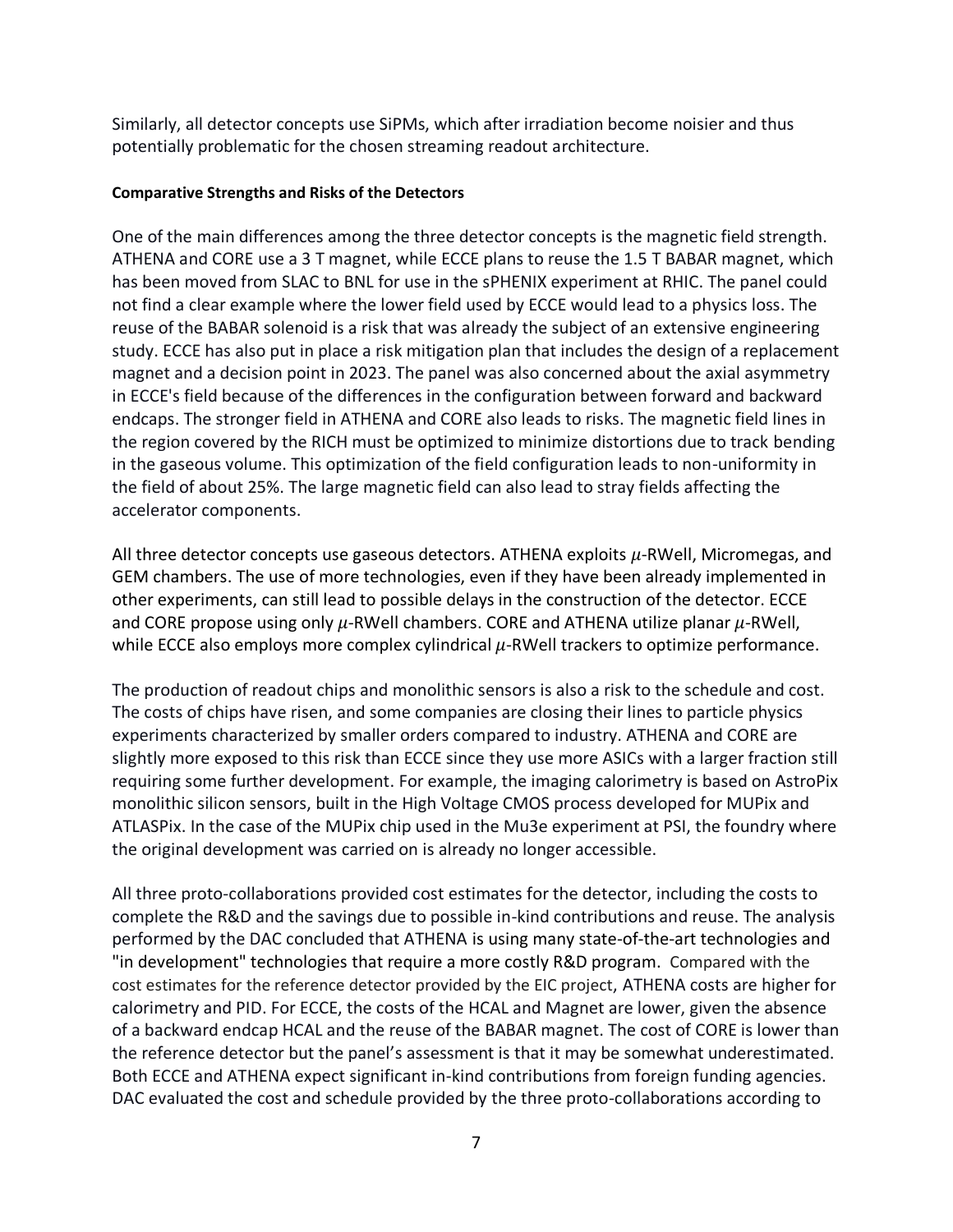Similarly, all detector concepts use SiPMs, which after irradiation become noisier and thus potentially problematic for the chosen streaming readout architecture.

**Comparative Strengths and Risks of the Detectors**

One of the main differences among the three detector concepts is the magnetic field strength. ATHENA and CORE use a 3 T magnet, while ECCE plans to reuse the 1.5 T BABAR magnet, which has been moved from SLAC to BNL for use in the sPHENIX experiment at RHIC. The panel could not find a clear example where the lower field used by ECCE would lead to a physics loss. The reuse of the BABAR solenoid is a risk that was already the subject of an extensive engineering study. ECCE has also put in place a risk mitigation plan that includes the design of a replacement magnet and a decision point in 2023. The panel was also concerned about the axial asymmetry in ECCE's field because of the differences in the configuration between forward and backward endcaps. The stronger field in ATHENA and CORE also leads to risks. The magnetic field lines in the region covered by the RICH must be optimized to minimize distortions due to track bending in the gaseous volume. This optimization of the field configuration leads to non-uniformity in the field of about 25%. The large magnetic field can also lead to stray fields affecting the accelerator components.

All three detector concepts use gaseous detectors. ATHENA exploits $\mu$-RWell, Micromegas, and GEM chambers. The use of more technologies, even if they have been already implemented in other experiments, can still lead to possible delays in the construction of the detector. ECCE and CORE propose using only $\mu$-RWell chambers. CORE and ATHENA utilize planar $\mu$-RWell, while ECCE also employs more complex cylindrical $\mu$-RWell trackers to optimize performance.

The production of readout chips and monolithic sensors is also a risk to the schedule and cost. The costs of chips have risen, and some companies are closing their lines to particle physics experiments characterized by smaller orders compared to industry. ATHENA and CORE are slightly more exposed to this risk than ECCE since they use more ASICs with a larger fraction still requiring some further development. For example, the imaging calorimetry is based on AstroPix monolithic silicon sensors, built in the High Voltage CMOS process developed for MUPix and ATLASPix. In the case of the MUPix chip used in the Mu3e experiment at PSI, the foundry where the original development was carried on is already no longer accessible.

All three proto-collaborations provided cost estimates for the detector, including the costs to complete the R&D and the savings due to possible in-kind contributions and reuse. The analysis performed by the DAC concluded that ATHENA is using many state-of-the-art technologies and "in development" technologies that require a more costly R&D program. Compared with the cost estimates for the reference detector provided by the EIC project, ATHENA costs are higher for calorimetry and PID. For ECCE, the costs of the HCAL and Magnet are lower, given the absence of a backward endcap HCAL and the reuse of the BABAR magnet. The cost of CORE is lower than the reference detector but the panel's assessment is that it may be somewhat underestimated. Both ECCE and ATHENA expect significant in-kind contributions from foreign funding agencies. DAC evaluated the cost and schedule provided by the three proto-collaborations according to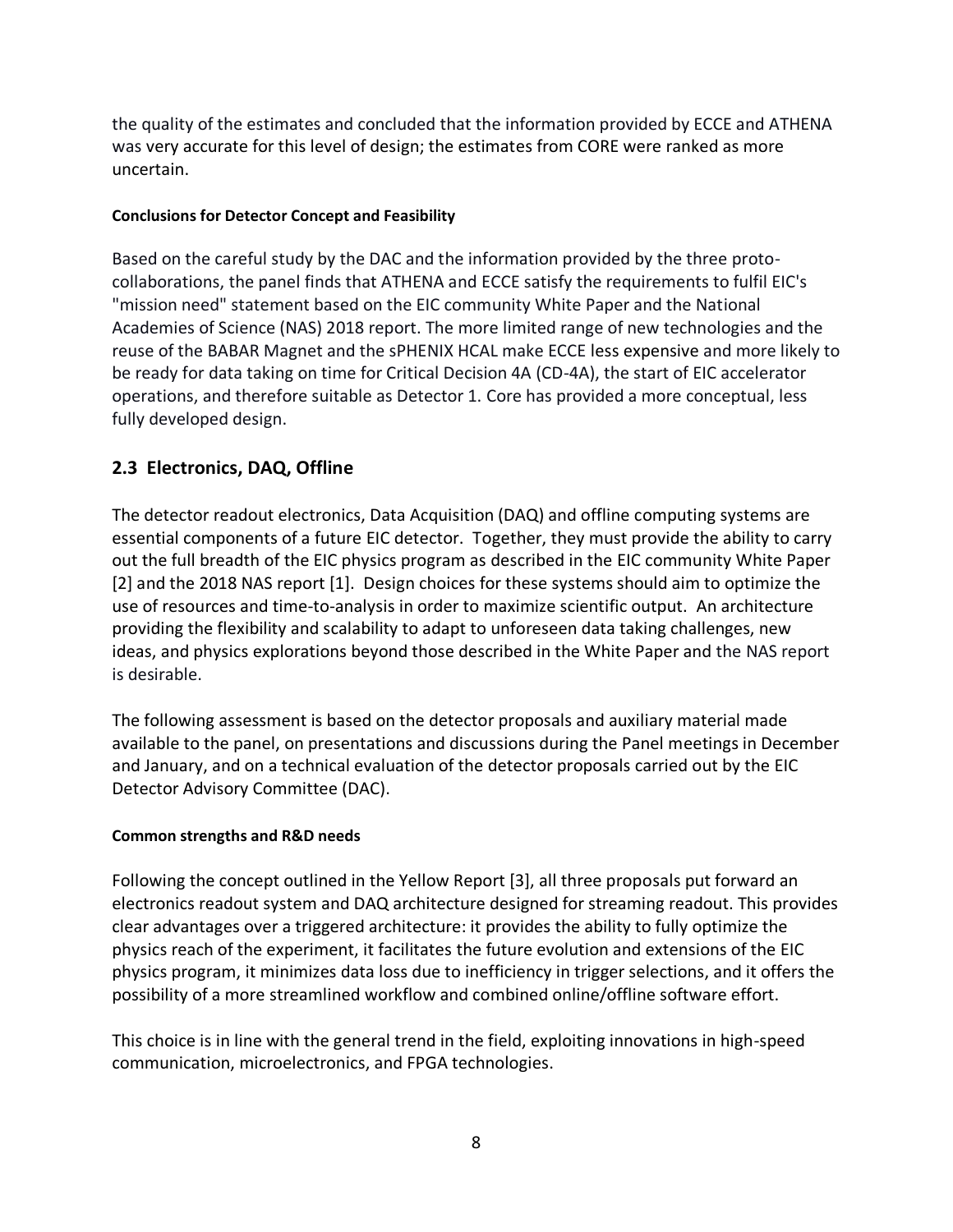the quality of the estimates and concluded that the information provided by ECCE and ATHENA was very accurate for this level of design; the estimates from CORE were ranked as more uncertain.

#### Conclusions for Detector Concept and Feasibility

Based on the careful study by the DAC and the information provided by the three proto-collaborations, the panel finds that ATHENA and ECCE satisfy the requirements to fulfil EIC's "mission need" statement based on the EIC community White Paper and the National Academies of Science (NAS) 2018 report. The more limited range of new technologies and the reuse of the BABAR Magnet and the sPHENIX HCAL make ECCE less expensive and more likely to be ready for data taking on time for Critical Decision 4A (CD-4A), the start of EIC accelerator operations, and therefore suitable as Detector 1. Core has provided a more conceptual, less fully developed design.

## 2.3 Electronics, DAQ, Offline

The detector readout electronics, Data Acquisition (DAQ) and offline computing systems are essential components of a future EIC detector. Together, they must provide the ability to carry out the full breadth of the EIC physics program as described in the EIC community White Paper [2] and the 2018 NAS report [1]. Design choices for these systems should aim to optimize the use of resources and time-to-analysis in order to maximize scientific output. An architecture providing the flexibility and scalability to adapt to unforeseen data taking challenges, new ideas, and physics explorations beyond those described in the White Paper and the NAS report is desirable.

The following assessment is based on the detector proposals and auxiliary material made available to the panel, on presentations and discussions during the Panel meetings in December and January, and on a technical evaluation of the detector proposals carried out by the EIC Detector Advisory Committee (DAC).

#### Common strengths and R&D needs

Following the concept outlined in the Yellow Report [3], all three proposals put forward an electronics readout system and DAQ architecture designed for streaming readout. This provides clear advantages over a triggered architecture: it provides the ability to fully optimize the physics reach of the experiment, it facilitates the future evolution and extensions of the EIC physics program, it minimizes data loss due to inefficiency in trigger selections, and it offers the possibility of a more streamlined workflow and combined online/offline software effort.

This choice is in line with the general trend in the field, exploiting innovations in high-speed communication, microelectronics, and FPGA technologies.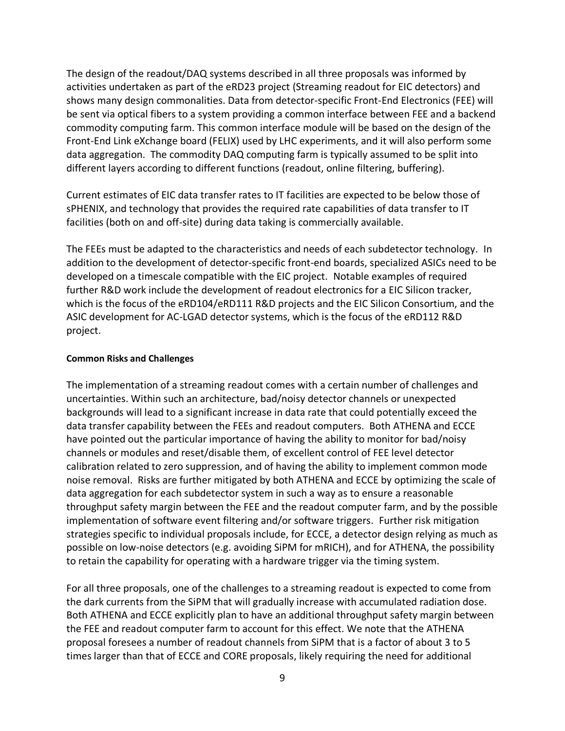The design of the readout/DAQ systems described in all three proposals was informed by activities undertaken as part of the eRD23 project (Streaming readout for EIC detectors) and shows many design commonalities. Data from detector-specific Front-End Electronics (FEE) will be sent via optical fibers to a system providing a common interface between FEE and a backend commodity computing farm. This common interface module will be based on the design of the Front-End Link eXchange board (FELIX) used by LHC experiments, and it will also perform some data aggregation. The commodity DAQ computing farm is typically assumed to be split into different layers according to different functions (readout, online filtering, buffering).

Current estimates of EIC data transfer rates to IT facilities are expected to be below those of sPHENIX, and technology that provides the required rate capabilities of data transfer to IT facilities (both on and off-site) during data taking is commercially available.

The FEEs must be adapted to the characteristics and needs of each subdetector technology. In addition to the development of detector-specific front-end boards, specialized ASICs need to be developed on a timescale compatible with the EIC project. Notable examples of required further R&D work include the development of readout electronics for a EIC Silicon tracker, which is the focus of the eRD104/eRD111 R&D projects and the EIC Silicon Consortium, and the ASIC development for AC-LGAD detector systems, which is the focus of the eRD112 R&D project.

**Common Risks and Challenges**

The implementation of a streaming readout comes with a certain number of challenges and uncertainties. Within such an architecture, bad/noisy detector channels or unexpected backgrounds will lead to a significant increase in data rate that could potentially exceed the data transfer capability between the FEEs and readout computers. Both ATHENA and ECCE have pointed out the particular importance of having the ability to monitor for bad/noisy channels or modules and reset/disable them, of excellent control of FEE level detector calibration related to zero suppression, and of having the ability to implement common mode noise removal. Risks are further mitigated by both ATHENA and ECCE by optimizing the scale of data aggregation for each subdetector system in such a way as to ensure a reasonable throughput safety margin between the FEE and the readout computer farm, and by the possible implementation of software event filtering and/or software triggers. Further risk mitigation strategies specific to individual proposals include, for ECCE, a detector design relying as much as possible on low-noise detectors (e.g. avoiding SiPM for mRICH), and for ATHENA, the possibility to retain the capability for operating with a hardware trigger via the timing system.

For all three proposals, one of the challenges to a streaming readout is expected to come from the dark currents from the SiPM that will gradually increase with accumulated radiation dose. Both ATHENA and ECCE explicitly plan to have an additional throughput safety margin between the FEE and readout computer farm to account for this effect. We note that the ATHENA proposal foresees a number of readout channels from SiPM that is a factor of about 3 to 5 times larger than that of ECCE and CORE proposals, likely requiring the need for additional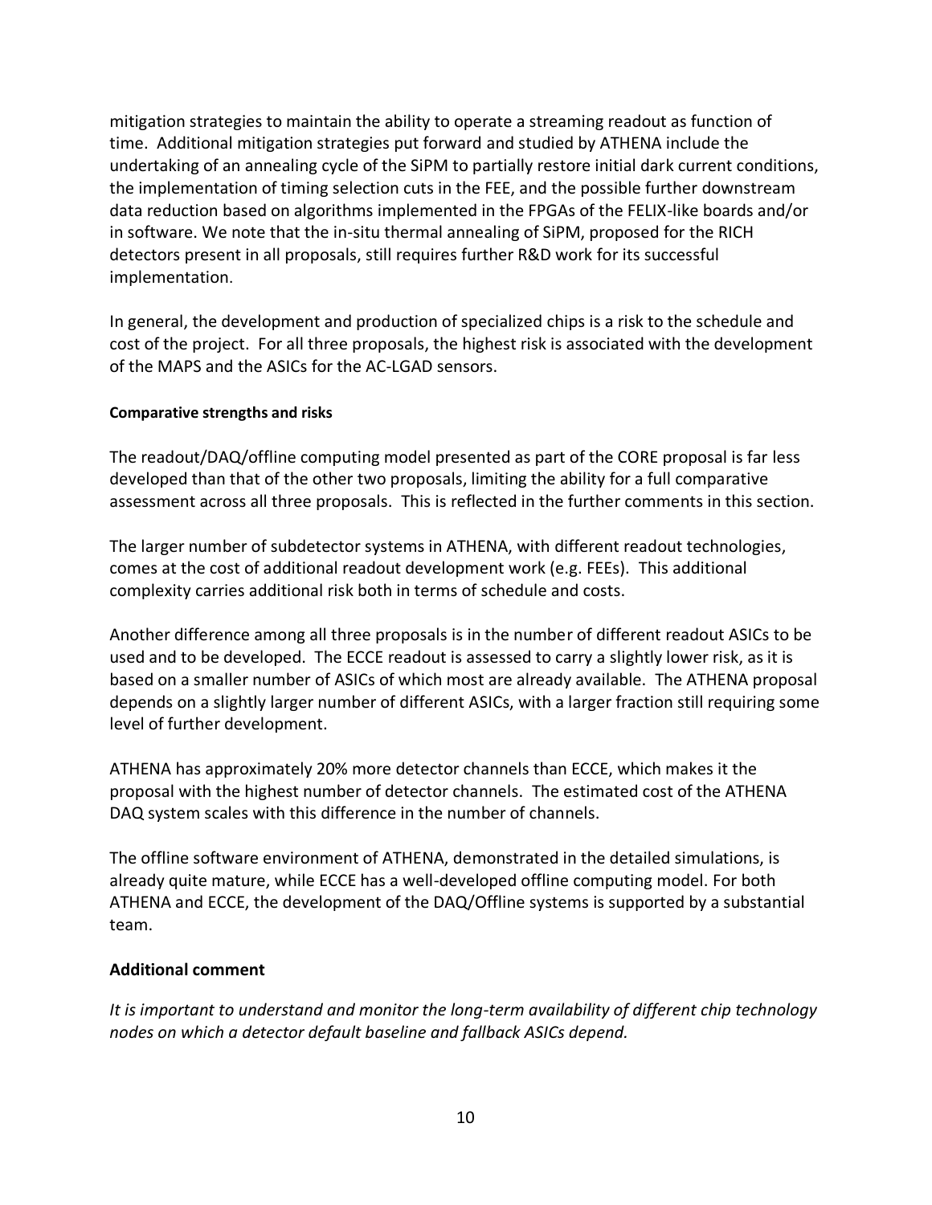mitigation strategies to maintain the ability to operate a streaming readout as function of time. Additional mitigation strategies put forward and studied by ATHENA include the undertaking of an annealing cycle of the SiPM to partially restore initial dark current conditions, the implementation of timing selection cuts in the FEE, and the possible further downstream data reduction based on algorithms implemented in the FPGAs of the FELIX-like boards and/or in software. We note that the in-situ thermal annealing of SiPM, proposed for the RICH detectors present in all proposals, still requires further R&D work for its successful implementation.

In general, the development and production of specialized chips is a risk to the schedule and cost of the project. For all three proposals, the highest risk is associated with the development of the MAPS and the ASICs for the AC-LGAD sensors.

#### Comparative strengths and risks

The readout/DAQ/offline computing model presented as part of the CORE proposal is far less developed than that of the other two proposals, limiting the ability for a full comparative assessment across all three proposals. This is reflected in the further comments in this section.

The larger number of subdetector systems in ATHENA, with different readout technologies, comes at the cost of additional readout development work (e.g. FEEs). This additional complexity carries additional risk both in terms of schedule and costs.

Another difference among all three proposals is in the number of different readout ASICs to be used and to be developed. The ECCE readout is assessed to carry a slightly lower risk, as it is based on a smaller number of ASICs of which most are already available. The ATHENA proposal depends on a slightly larger number of different ASICs, with a larger fraction still requiring some level of further development.

ATHENA has approximately 20% more detector channels than ECCE, which makes it the proposal with the highest number of detector channels. The estimated cost of the ATHENA DAQ system scales with this difference in the number of channels.

The offline software environment of ATHENA, demonstrated in the detailed simulations, is already quite mature, while ECCE has a well-developed offline computing model. For both ATHENA and ECCE, the development of the DAQ/Offline systems is supported by a substantial team.

### Additional comment

*It is important to understand and monitor the long-term availability of different chip technology nodes on which a detector default baseline and fallback ASICs depend.*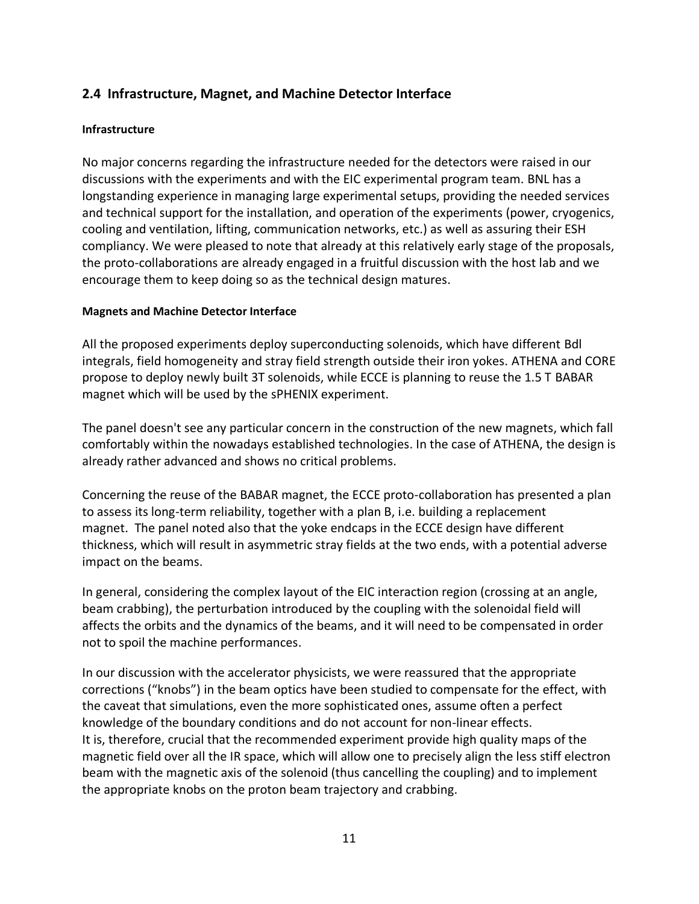## 2.4 Infrastructure, Magnet, and Machine Detector Interface

#### Infrastructure

No major concerns regarding the infrastructure needed for the detectors were raised in our discussions with the experiments and with the EIC experimental program team. BNL has a longstanding experience in managing large experimental setups, providing the needed services and technical support for the installation, and operation of the experiments (power, cryogenics, cooling and ventilation, lifting, communication networks, etc.) as well as assuring their ESH compliancy. We were pleased to note that already at this relatively early stage of the proposals, the proto-collaborations are already engaged in a fruitful discussion with the host lab and we encourage them to keep doing so as the technical design matures.

#### Magnets and Machine Detector Interface

All the proposed experiments deploy superconducting solenoids, which have different Bdl integrals, field homogeneity and stray field strength outside their iron yokes. ATHENA and CORE propose to deploy newly built 3T solenoids, while ECCE is planning to reuse the 1.5 T BABAR magnet which will be used by the sPHENIX experiment.

The panel doesn't see any particular concern in the construction of the new magnets, which fall comfortably within the nowadays established technologies. In the case of ATHENA, the design is already rather advanced and shows no critical problems.

Concerning the reuse of the BABAR magnet, the ECCE proto-collaboration has presented a plan to assess its long-term reliability, together with a plan B, i.e. building a replacement magnet. The panel noted also that the yoke endcaps in the ECCE design have different thickness, which will result in asymmetric stray fields at the two ends, with a potential adverse impact on the beams.

In general, considering the complex layout of the EIC interaction region (crossing at an angle, beam crabbing), the perturbation introduced by the coupling with the solenoidal field will affects the orbits and the dynamics of the beams, and it will need to be compensated in order not to spoil the machine performances.

In our discussion with the accelerator physicists, we were reassured that the appropriate corrections ("knobs") in the beam optics have been studied to compensate for the effect, with the caveat that simulations, even the more sophisticated ones, assume often a perfect knowledge of the boundary conditions and do not account for non-linear effects.
It is, therefore, crucial that the recommended experiment provide high quality maps of the magnetic field over all the IR space, which will allow one to precisely align the less stiff electron beam with the magnetic axis of the solenoid (thus cancelling the coupling) and to implement the appropriate knobs on the proton beam trajectory and crabbing.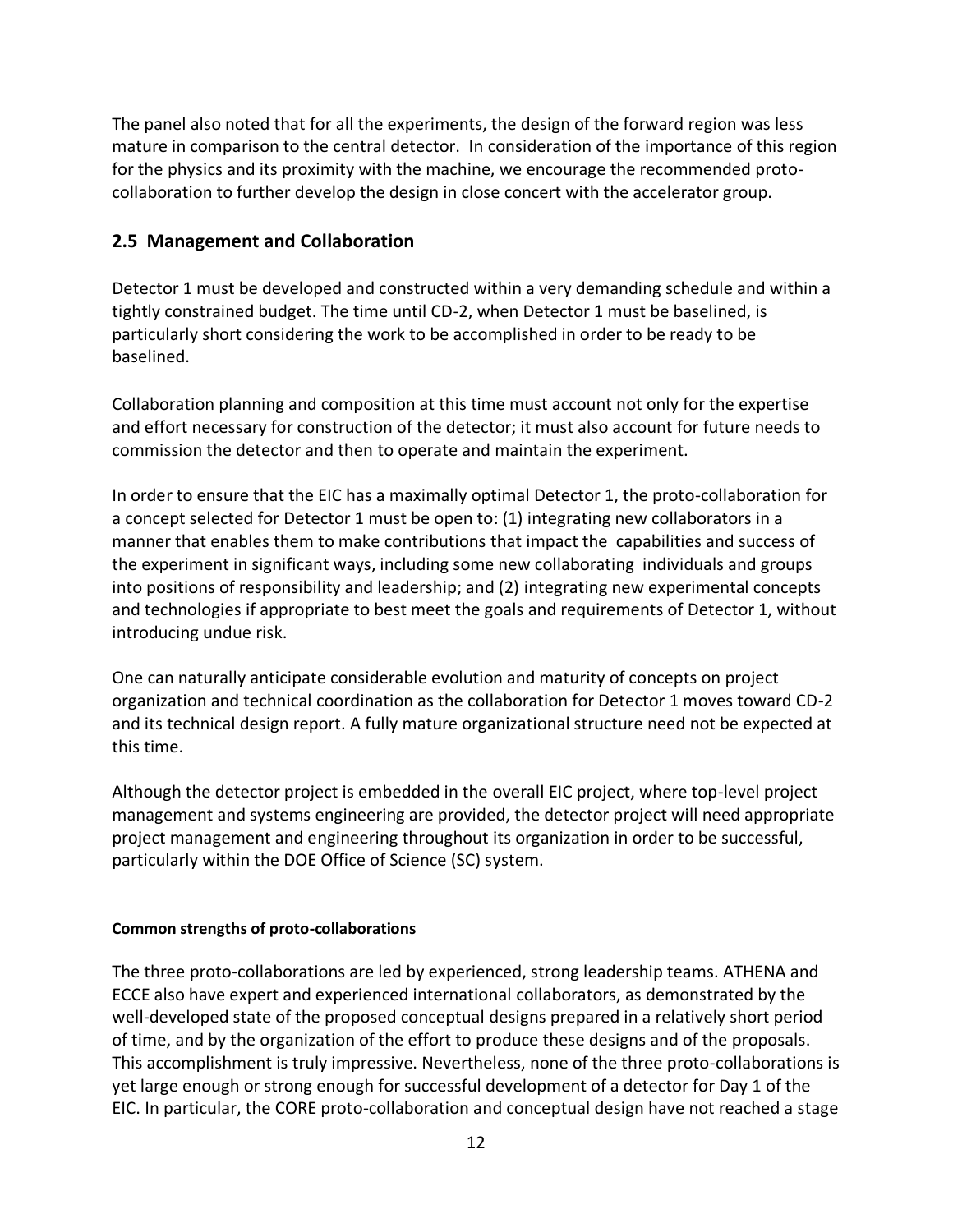The panel also noted that for all the experiments, the design of the forward region was less mature in comparison to the central detector. In consideration of the importance of this region for the physics and its proximity with the machine, we encourage the recommended proto-collaboration to further develop the design in close concert with the accelerator group.

## 2.5 Management and Collaboration

Detector 1 must be developed and constructed within a very demanding schedule and within a tightly constrained budget. The time until CD-2, when Detector 1 must be baselined, is particularly short considering the work to be accomplished in order to be ready to be baselined.

Collaboration planning and composition at this time must account not only for the expertise and effort necessary for construction of the detector; it must also account for future needs to commission the detector and then to operate and maintain the experiment.

In order to ensure that the EIC has a maximally optimal Detector 1, the proto-collaboration for a concept selected for Detector 1 must be open to: (1) integrating new collaborators in a manner that enables them to make contributions that impact the capabilities and success of the experiment in significant ways, including some new collaborating individuals and groups into positions of responsibility and leadership; and (2) integrating new experimental concepts and technologies if appropriate to best meet the goals and requirements of Detector 1, without introducing undue risk.

One can naturally anticipate considerable evolution and maturity of concepts on project organization and technical coordination as the collaboration for Detector 1 moves toward CD-2 and its technical design report. A fully mature organizational structure need not be expected at this time.

Although the detector project is embedded in the overall EIC project, where top-level project management and systems engineering are provided, the detector project will need appropriate project management and engineering throughout its organization in order to be successful, particularly within the DOE Office of Science (SC) system.

#### Common strengths of proto-collaborations

The three proto-collaborations are led by experienced, strong leadership teams. ATHENA and ECCE also have expert and experienced international collaborators, as demonstrated by the well-developed state of the proposed conceptual designs prepared in a relatively short period of time, and by the organization of the effort to produce these designs and of the proposals. This accomplishment is truly impressive. Nevertheless, none of the three proto-collaborations is yet large enough or strong enough for successful development of a detector for Day 1 of the EIC. In particular, the CORE proto-collaboration and conceptual design have not reached a stage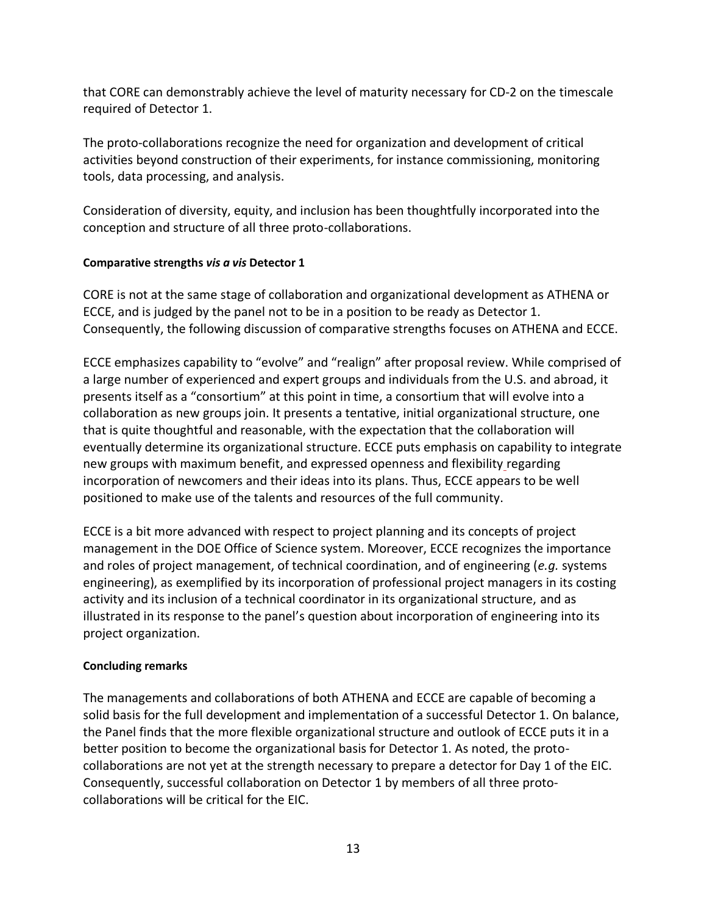that CORE can demonstrably achieve the level of maturity necessary for CD-2 on the timescale required of Detector 1.

The proto-collaborations recognize the need for organization and development of critical activities beyond construction of their experiments, for instance commissioning, monitoring tools, data processing, and analysis.

Consideration of diversity, equity, and inclusion has been thoughtfully incorporated into the conception and structure of all three proto-collaborations.

**Comparative strengths *vis a vis* Detector 1**

CORE is not at the same stage of collaboration and organizational development as ATHENA or ECCE, and is judged by the panel not to be in a position to be ready as Detector 1. Consequently, the following discussion of comparative strengths focuses on ATHENA and ECCE.

ECCE emphasizes capability to "evolve" and "realign" after proposal review. While comprised of a large number of experienced and expert groups and individuals from the U.S. and abroad, it presents itself as a "consortium" at this point in time, a consortium that will evolve into a collaboration as new groups join. It presents a tentative, initial organizational structure, one that is quite thoughtful and reasonable, with the expectation that the collaboration will eventually determine its organizational structure. ECCE puts emphasis on capability to integrate new groups with maximum benefit, and expressed openness and flexibility regarding incorporation of newcomers and their ideas into its plans. Thus, ECCE appears to be well positioned to make use of the talents and resources of the full community.

ECCE is a bit more advanced with respect to project planning and its concepts of project management in the DOE Office of Science system. Moreover, ECCE recognizes the importance and roles of project management, of technical coordination, and of engineering (*e.g.* systems engineering), as exemplified by its incorporation of professional project managers in its costing activity and its inclusion of a technical coordinator in its organizational structure, and as illustrated in its response to the panel's question about incorporation of engineering into its project organization.

**Concluding remarks**

The managements and collaborations of both ATHENA and ECCE are capable of becoming a solid basis for the full development and implementation of a successful Detector 1. On balance, the Panel finds that the more flexible organizational structure and outlook of ECCE puts it in a better position to become the organizational basis for Detector 1. As noted, the proto-collaborations are not yet at the strength necessary to prepare a detector for Day 1 of the EIC. Consequently, successful collaboration on Detector 1 by members of all three proto-collaborations will be critical for the EIC.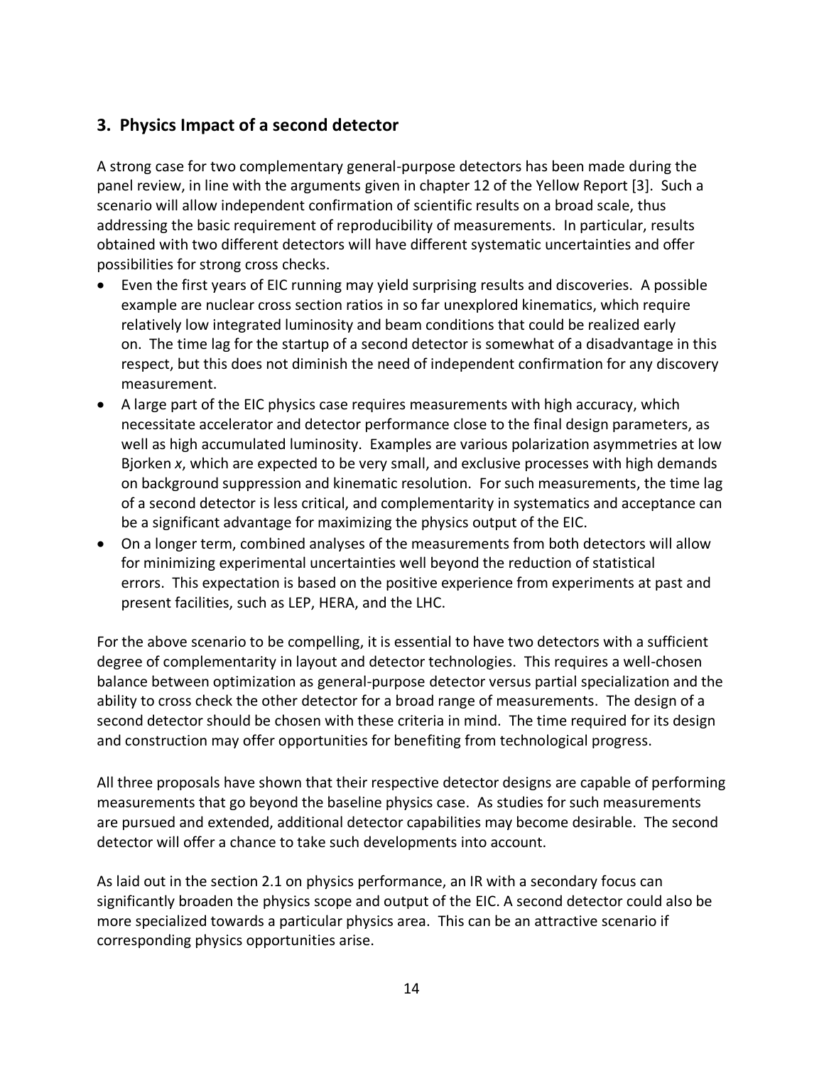## 3. Physics Impact of a second detector

A strong case for two complementary general-purpose detectors has been made during the panel review, in line with the arguments given in chapter 12 of the Yellow Report [3]. Such a scenario will allow independent confirmation of scientific results on a broad scale, thus addressing the basic requirement of reproducibility of measurements. In particular, results obtained with two different detectors will have different systematic uncertainties and offer possibilities for strong cross checks.

- Even the first years of EIC running may yield surprising results and discoveries. A possible example are nuclear cross section ratios in so far unexplored kinematics, which require relatively low integrated luminosity and beam conditions that could be realized early on. The time lag for the startup of a second detector is somewhat of a disadvantage in this respect, but this does not diminish the need of independent confirmation for any discovery measurement.
- A large part of the EIC physics case requires measurements with high accuracy, which necessitate accelerator and detector performance close to the final design parameters, as well as high accumulated luminosity. Examples are various polarization asymmetries at low Bjorken *x*, which are expected to be very small, and exclusive processes with high demands on background suppression and kinematic resolution. For such measurements, the time lag of a second detector is less critical, and complementarity in systematics and acceptance can be a significant advantage for maximizing the physics output of the EIC.
- On a longer term, combined analyses of the measurements from both detectors will allow for minimizing experimental uncertainties well beyond the reduction of statistical errors. This expectation is based on the positive experience from experiments at past and present facilities, such as LEP, HERA, and the LHC.

For the above scenario to be compelling, it is essential to have two detectors with a sufficient degree of complementarity in layout and detector technologies. This requires a well-chosen balance between optimization as general-purpose detector versus partial specialization and the ability to cross check the other detector for a broad range of measurements. The design of a second detector should be chosen with these criteria in mind. The time required for its design and construction may offer opportunities for benefiting from technological progress.

All three proposals have shown that their respective detector designs are capable of performing measurements that go beyond the baseline physics case. As studies for such measurements are pursued and extended, additional detector capabilities may become desirable. The second detector will offer a chance to take such developments into account.

As laid out in the section 2.1 on physics performance, an IR with a secondary focus can significantly broaden the physics scope and output of the EIC. A second detector could also be more specialized towards a particular physics area. This can be an attractive scenario if corresponding physics opportunities arise.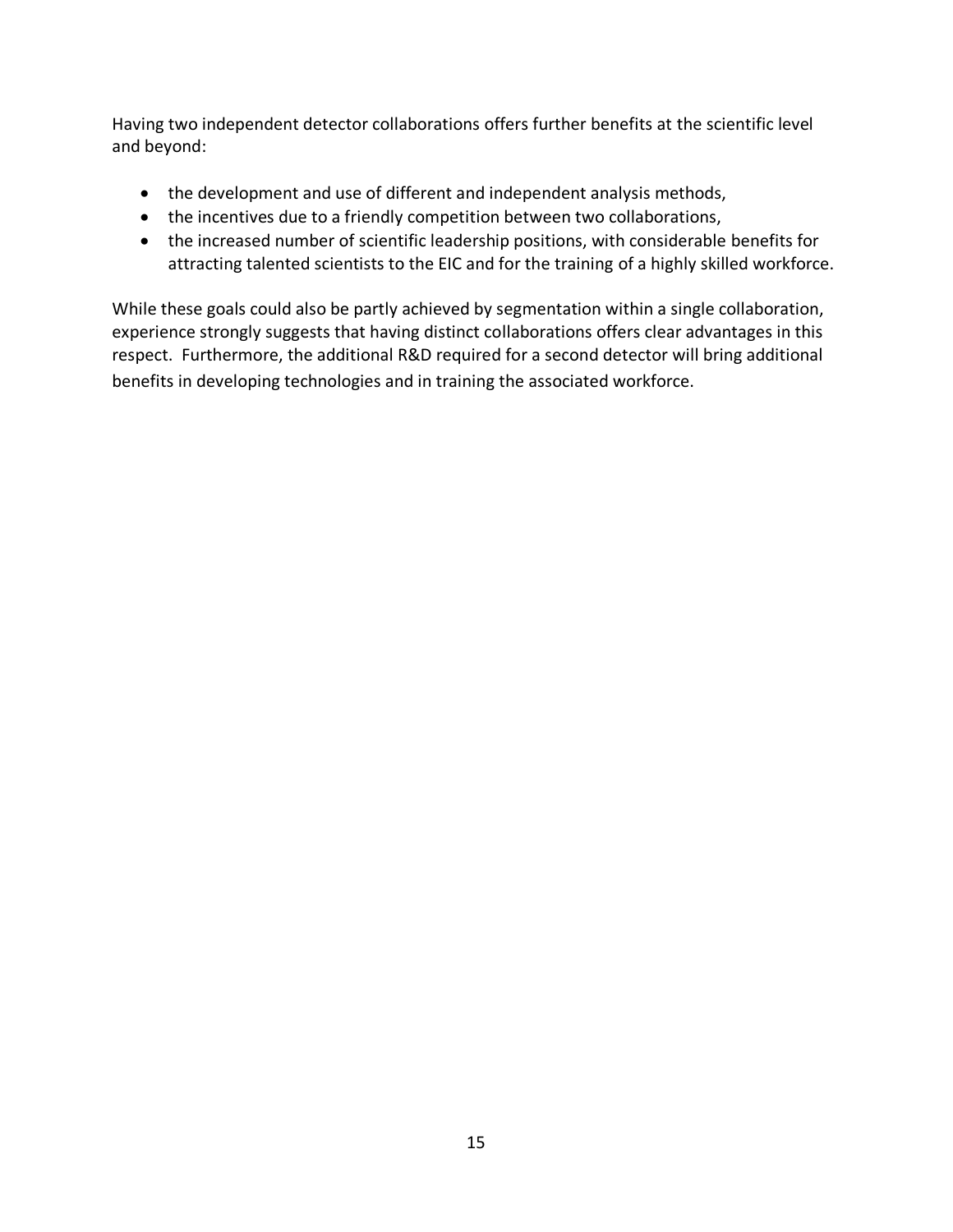Having two independent detector collaborations offers further benefits at the scientific level and beyond:

- the development and use of different and independent analysis methods,
- the incentives due to a friendly competition between two collaborations,
- the increased number of scientific leadership positions, with considerable benefits for attracting talented scientists to the EIC and for the training of a highly skilled workforce.

While these goals could also be partly achieved by segmentation within a single collaboration, experience strongly suggests that having distinct collaborations offers clear advantages in this respect. Furthermore, the additional R&D required for a second detector will bring additional benefits in developing technologies and in training the associated workforce.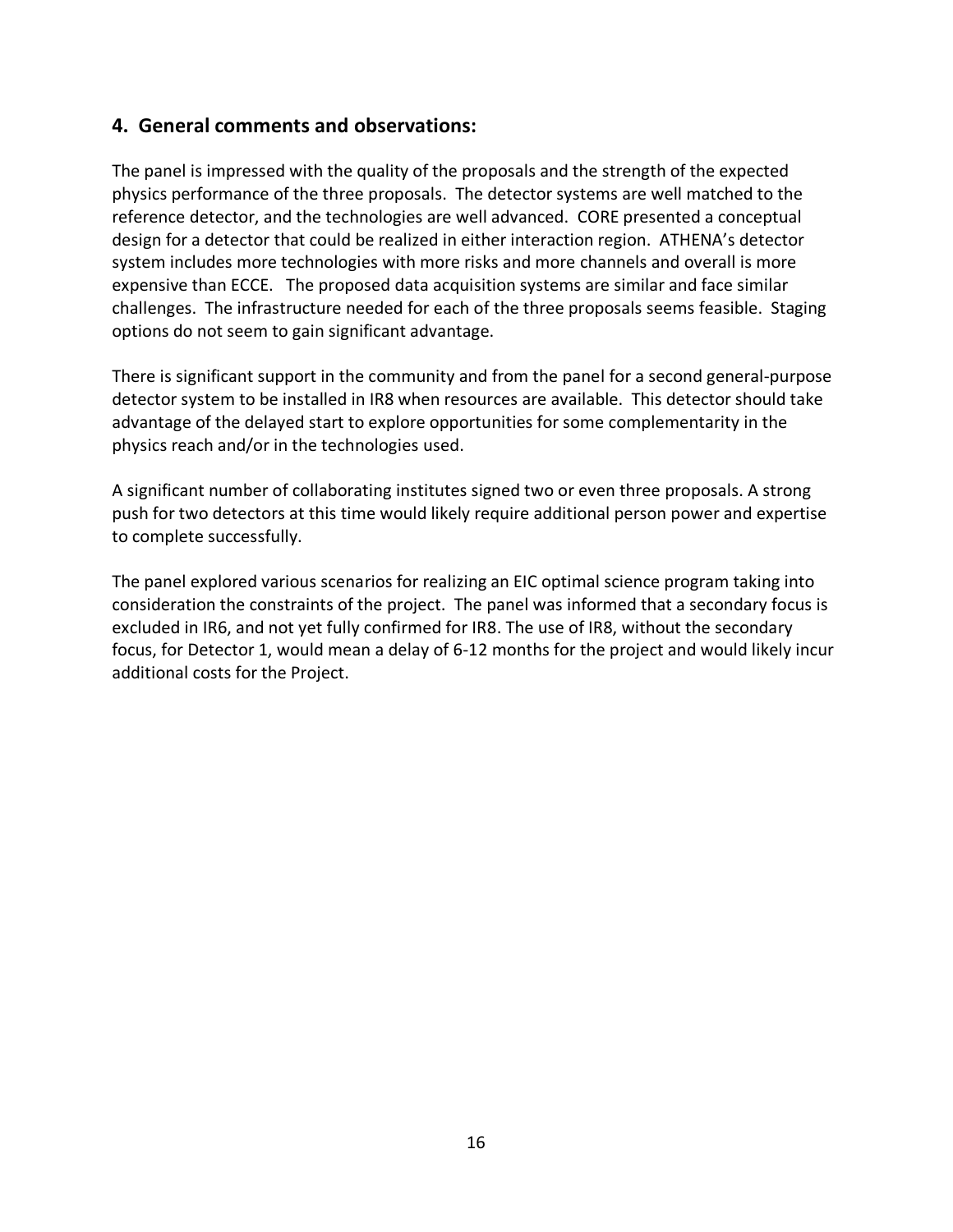## 4. General comments and observations:

The panel is impressed with the quality of the proposals and the strength of the expected physics performance of the three proposals. The detector systems are well matched to the reference detector, and the technologies are well advanced. CORE presented a conceptual design for a detector that could be realized in either interaction region. ATHENA's detector system includes more technologies with more risks and more channels and overall is more expensive than ECCE. The proposed data acquisition systems are similar and face similar challenges. The infrastructure needed for each of the three proposals seems feasible. Staging options do not seem to gain significant advantage.

There is significant support in the community and from the panel for a second general-purpose detector system to be installed in IR8 when resources are available. This detector should take advantage of the delayed start to explore opportunities for some complementarity in the physics reach and/or in the technologies used.

A significant number of collaborating institutes signed two or even three proposals. A strong push for two detectors at this time would likely require additional person power and expertise to complete successfully.

The panel explored various scenarios for realizing an EIC optimal science program taking into consideration the constraints of the project. The panel was informed that a secondary focus is excluded in IR6, and not yet fully confirmed for IR8. The use of IR8, without the secondary focus, for Detector 1, would mean a delay of 6-12 months for the project and would likely incur additional costs for the Project.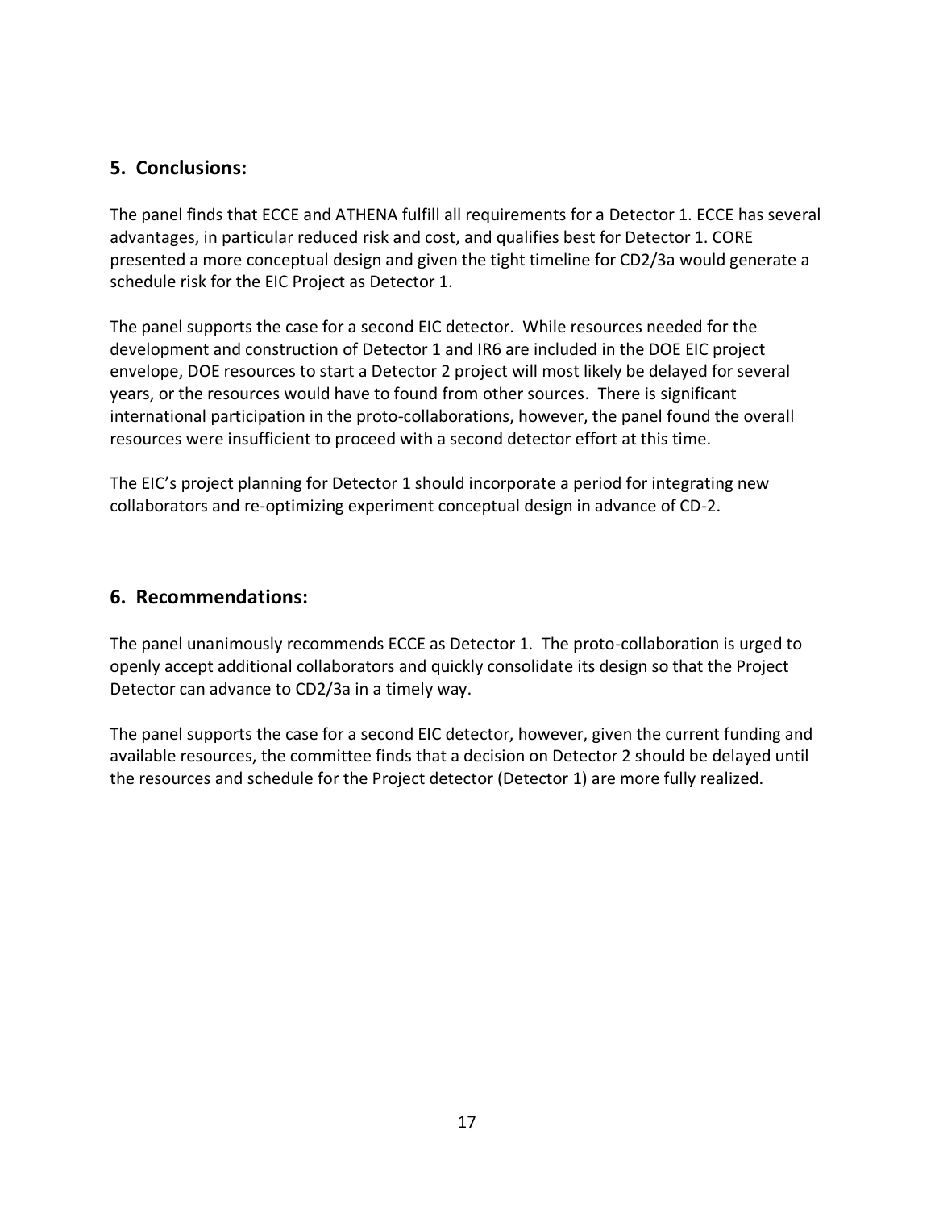## 5. Conclusions:

The panel finds that ECCE and ATHENA fulfill all requirements for a Detector 1. ECCE has several advantages, in particular reduced risk and cost, and qualifies best for Detector 1. CORE presented a more conceptual design and given the tight timeline for CD2/3a would generate a schedule risk for the EIC Project as Detector 1.

The panel supports the case for a second EIC detector. While resources needed for the development and construction of Detector 1 and IR6 are included in the DOE EIC project envelope, DOE resources to start a Detector 2 project will most likely be delayed for several years, or the resources would have to found from other sources. There is significant international participation in the proto-collaborations, however, the panel found the overall resources were insufficient to proceed with a second detector effort at this time.

The EIC's project planning for Detector 1 should incorporate a period for integrating new collaborators and re-optimizing experiment conceptual design in advance of CD-2.

## 6. Recommendations:

The panel unanimously recommends ECCE as Detector 1. The proto-collaboration is urged to openly accept additional collaborators and quickly consolidate its design so that the Project Detector can advance to CD2/3a in a timely way.

The panel supports the case for a second EIC detector, however, given the current funding and available resources, the committee finds that a decision on Detector 2 should be delayed until the resources and schedule for the Project detector (Detector 1) are more fully realized.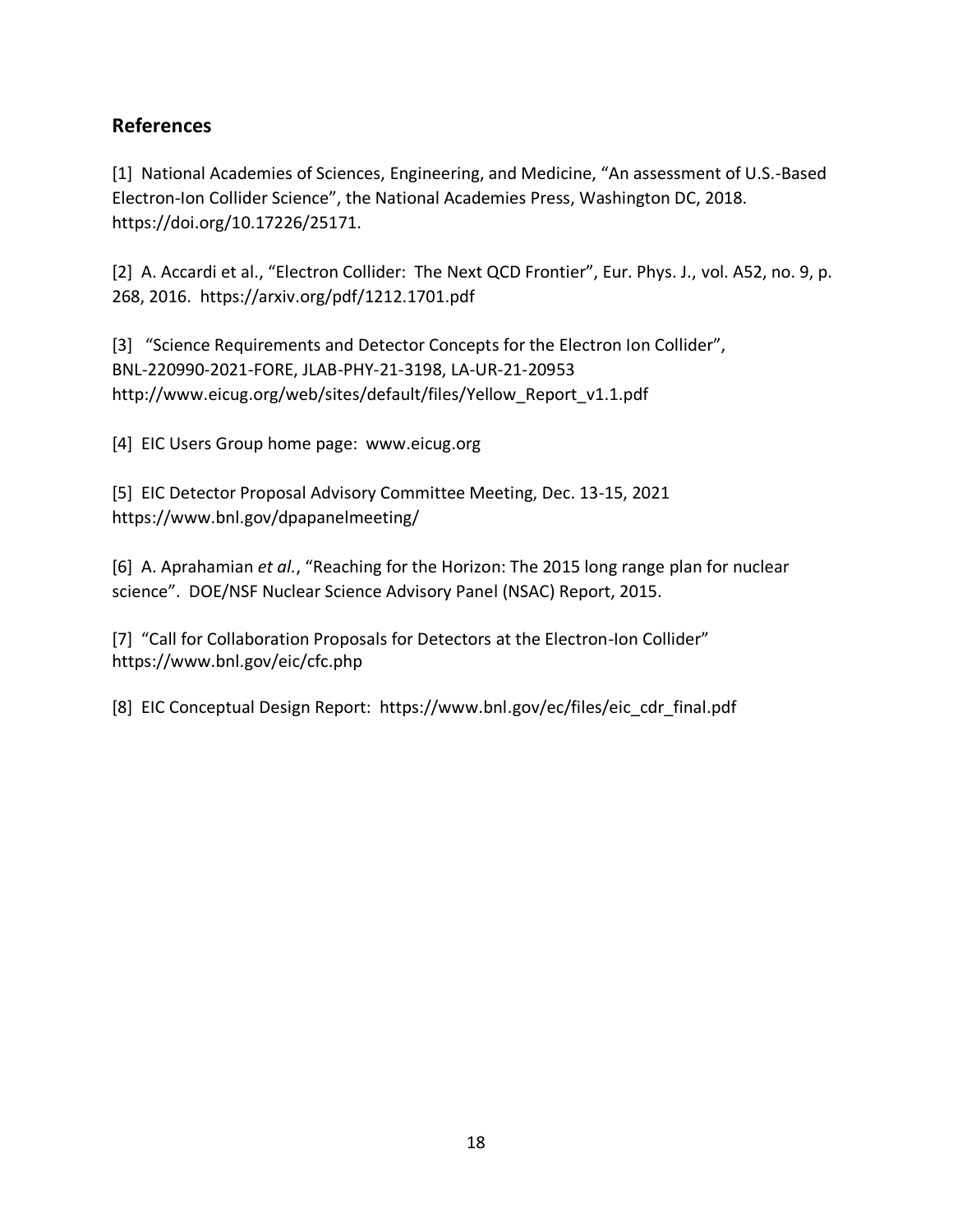## References

[1] National Academies of Sciences, Engineering, and Medicine, "An assessment of U.S.-Based Electron-Ion Collider Science", the National Academies Press, Washington DC, 2018. https://doi.org/10.17226/25171.

[2] A. Accardi et al., "Electron Collider: The Next QCD Frontier", Eur. Phys. J., vol. A52, no. 9, p. 268, 2016. https://arxiv.org/pdf/1212.1701.pdf

[3] "Science Requirements and Detector Concepts for the Electron Ion Collider", BNL-220990-2021-FORE, JLAB-PHY-21-3198, LA-UR-21-20953 http://www.eicug.org/web/sites/default/files/Yellow_Report_v1.1.pdf

[4] EIC Users Group home page: www.eicug.org

[5] EIC Detector Proposal Advisory Committee Meeting, Dec. 13-15, 2021 https://www.bnl.gov/dpapanelmeeting/

[6] A. Aprahamian *et al.*, "Reaching for the Horizon: The 2015 long range plan for nuclear science". DOE/NSF Nuclear Science Advisory Panel (NSAC) Report, 2015.

[7] "Call for Collaboration Proposals for Detectors at the Electron-Ion Collider" https://www.bnl.gov/eic/cfc.php

[8] EIC Conceptual Design Report: https://www.bnl.gov/ec/files/eic_cdr_final.pdf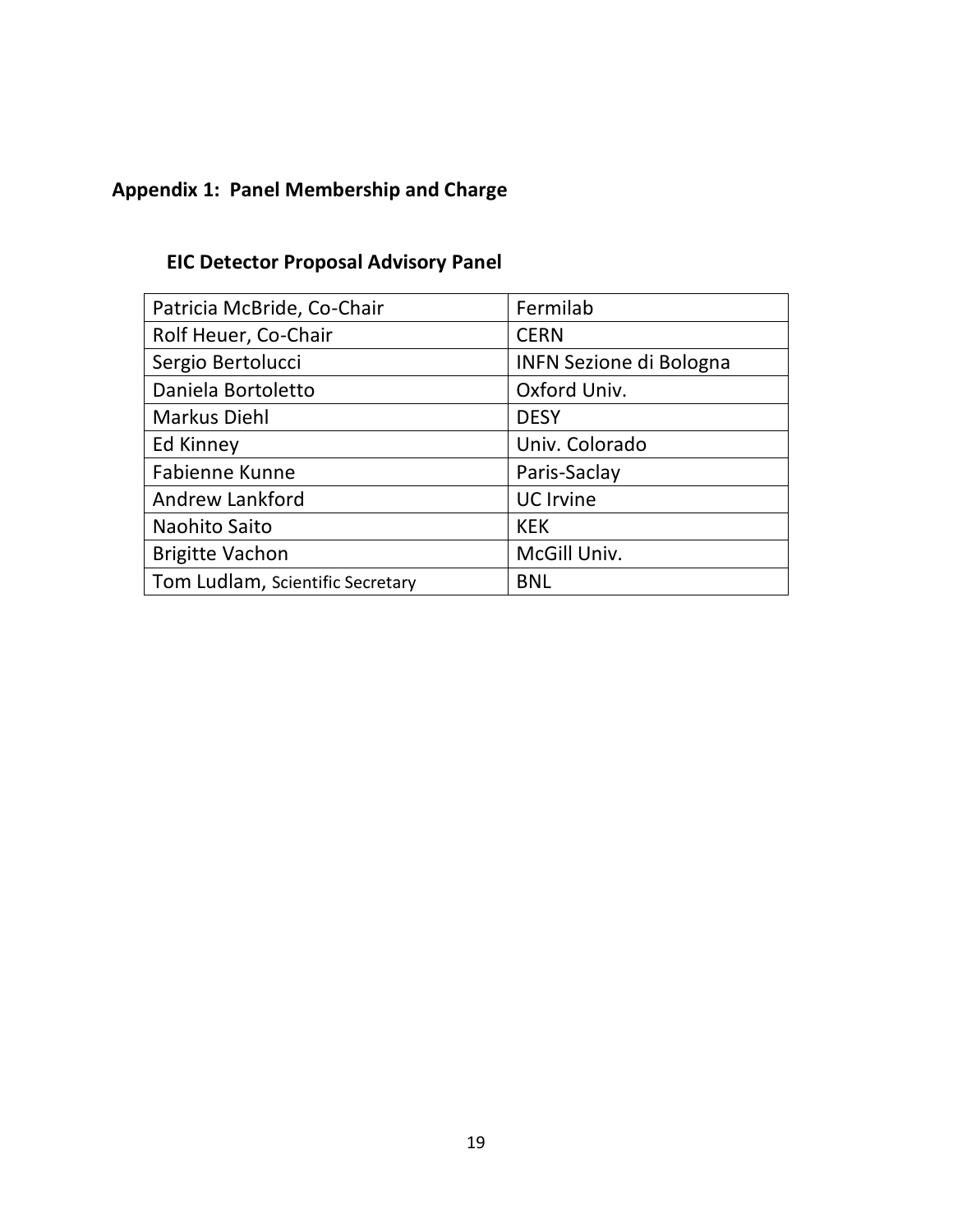## Appendix 1: Panel Membership and Charge

### EIC Detector Proposal Advisory Panel

| | |
|---|---|
| Patricia McBride, Co-Chair | Fermilab |
| Rolf Heuer, Co-Chair | CERN |
| Sergio Bertolucci | INFN Sezione di Bologna |
| Daniela Bortoletto | Oxford Univ. |
| Markus Diehl | DESY |
| Ed Kinney | Univ. Colorado |
| Fabienne Kunne | Paris-Saclay |
| Andrew Lankford | UC Irvine |
| Naohito Saito | KEK |
| Brigitte Vachon | McGill Univ. |
| Tom Ludlam, Scientific Secretary | BNL |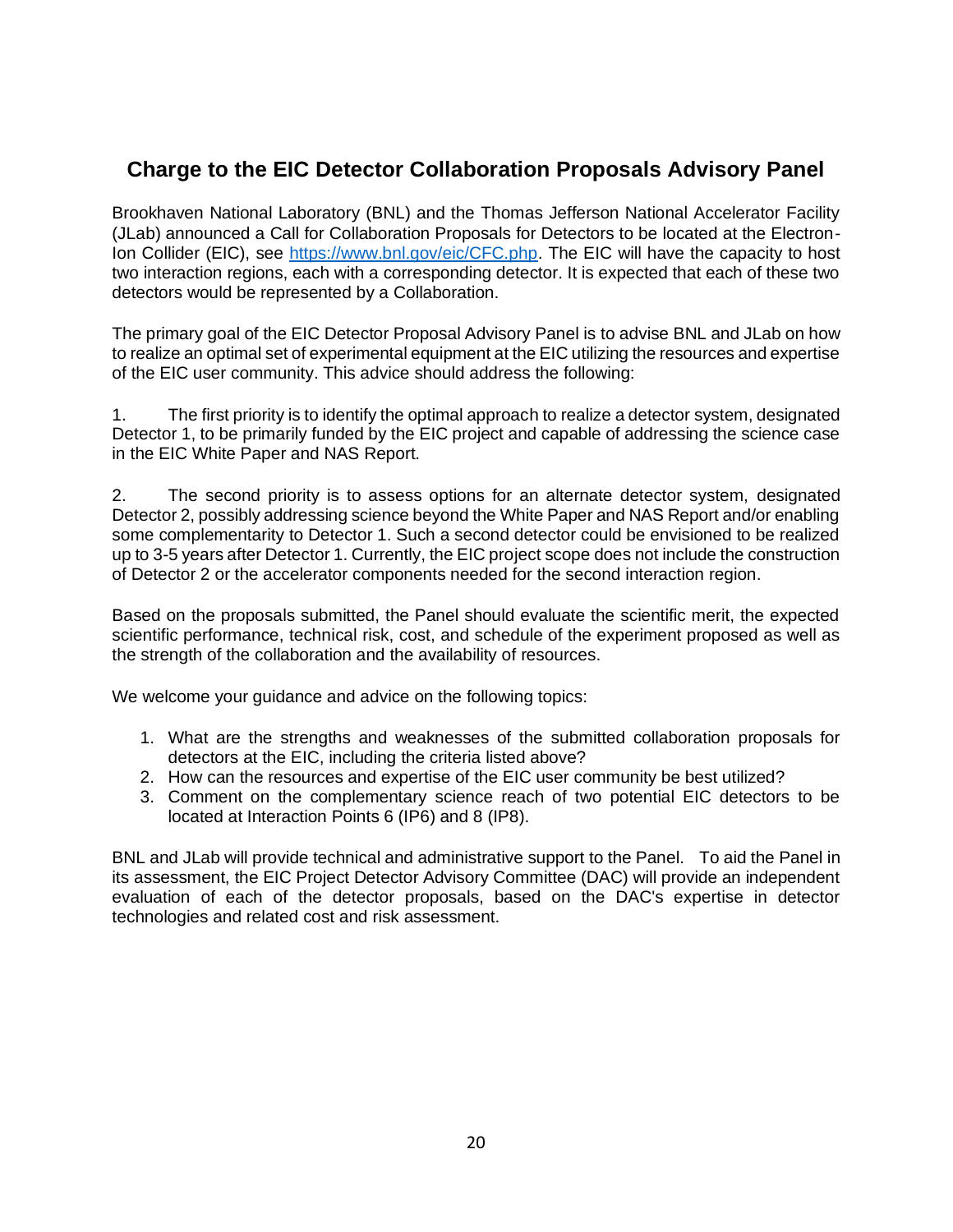## Charge to the EIC Detector Collaboration Proposals Advisory Panel

Brookhaven National Laboratory (BNL) and the Thomas Jefferson National Accelerator Facility (JLab) announced a Call for Collaboration Proposals for Detectors to be located at the Electron-Ion Collider (EIC), see [https://www.bnl.gov/eic/CFC.php](https://www.bnl.gov/eic/CFC.php). The EIC will have the capacity to host two interaction regions, each with a corresponding detector. It is expected that each of these two detectors would be represented by a Collaboration.

The primary goal of the EIC Detector Proposal Advisory Panel is to advise BNL and JLab on how to realize an optimal set of experimental equipment at the EIC utilizing the resources and expertise of the EIC user community. This advice should address the following:

1. The first priority is to identify the optimal approach to realize a detector system, designated Detector 1, to be primarily funded by the EIC project and capable of addressing the science case in the EIC White Paper and NAS Report.

2. The second priority is to assess options for an alternate detector system, designated Detector 2, possibly addressing science beyond the White Paper and NAS Report and/or enabling some complementarity to Detector 1. Such a second detector could be envisioned to be realized up to 3-5 years after Detector 1. Currently, the EIC project scope does not include the construction of Detector 2 or the accelerator components needed for the second interaction region.

Based on the proposals submitted, the Panel should evaluate the scientific merit, the expected scientific performance, technical risk, cost, and schedule of the experiment proposed as well as the strength of the collaboration and the availability of resources.

We welcome your guidance and advice on the following topics:

1. What are the strengths and weaknesses of the submitted collaboration proposals for detectors at the EIC, including the criteria listed above?
2. How can the resources and expertise of the EIC user community be best utilized?
3. Comment on the complementary science reach of two potential EIC detectors to be located at Interaction Points 6 (IP6) and 8 (IP8).

BNL and JLab will provide technical and administrative support to the Panel. To aid the Panel in its assessment, the EIC Project Detector Advisory Committee (DAC) will provide an independent evaluation of each of the detector proposals, based on the DAC's expertise in detector technologies and related cost and risk assessment.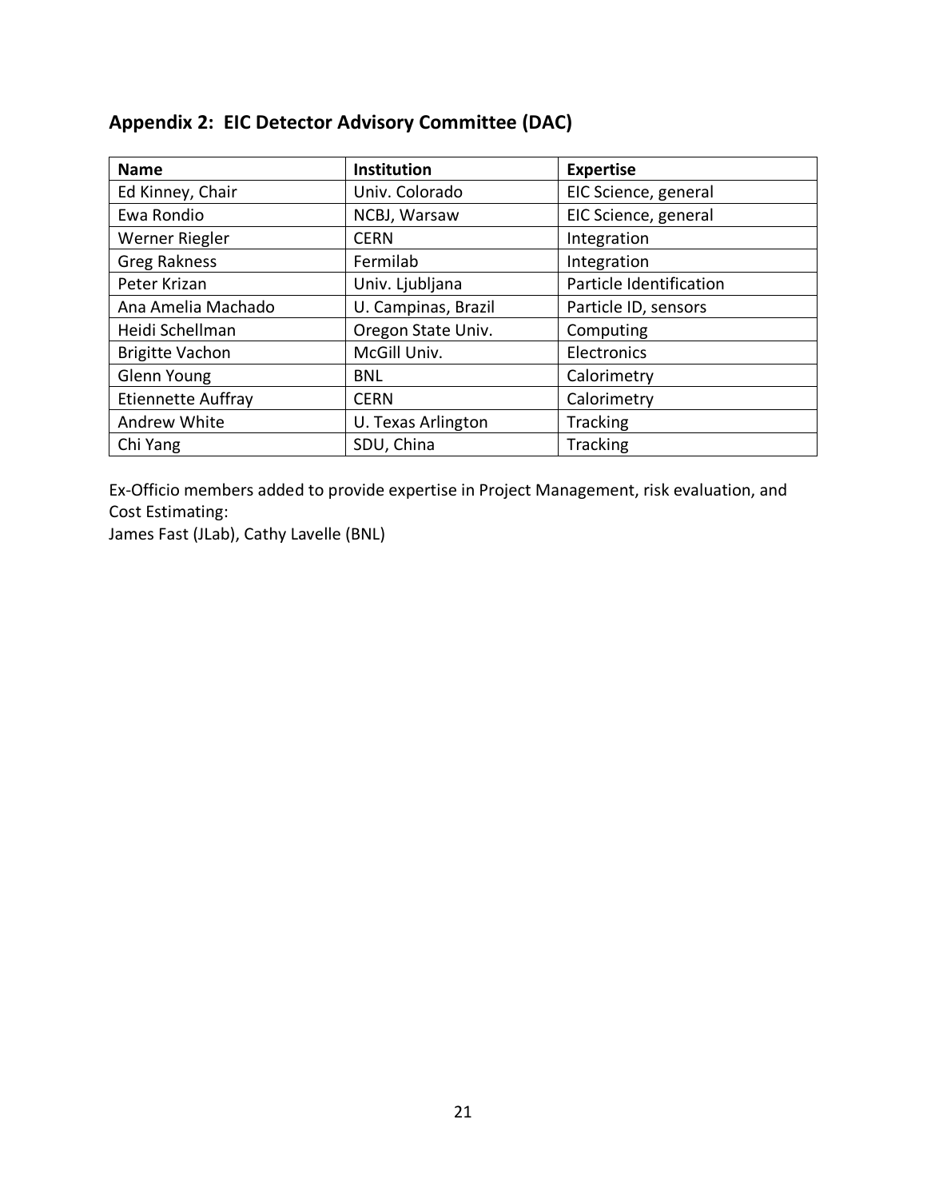## Appendix 2: EIC Detector Advisory Committee (DAC)

| Name | Institution | Expertise |
|---|---|---|
| Ed Kinney, Chair | Univ. Colorado | EIC Science, general |
| Ewa Rondio | NCBJ, Warsaw | EIC Science, general |
| Werner Riegler | CERN | Integration |
| Greg Rakness | Fermilab | Integration |
| Peter Krizan | Univ. Ljubljana | Particle Identification |
| Ana Amelia Machado | U. Campinas, Brazil | Particle ID, sensors |
| Heidi Schellman | Oregon State Univ. | Computing |
| Brigitte Vachon | McGill Univ. | Electronics |
| Glenn Young | BNL | Calorimetry |
| Etiennette Auffray | CERN | Calorimetry |
| Andrew White | U. Texas Arlington | Tracking |
| Chi Yang | SDU, China | Tracking |

Ex-Officio members added to provide expertise in Project Management, risk evaluation, and Cost Estimating:
James Fast (JLab), Cathy Lavelle (BNL)